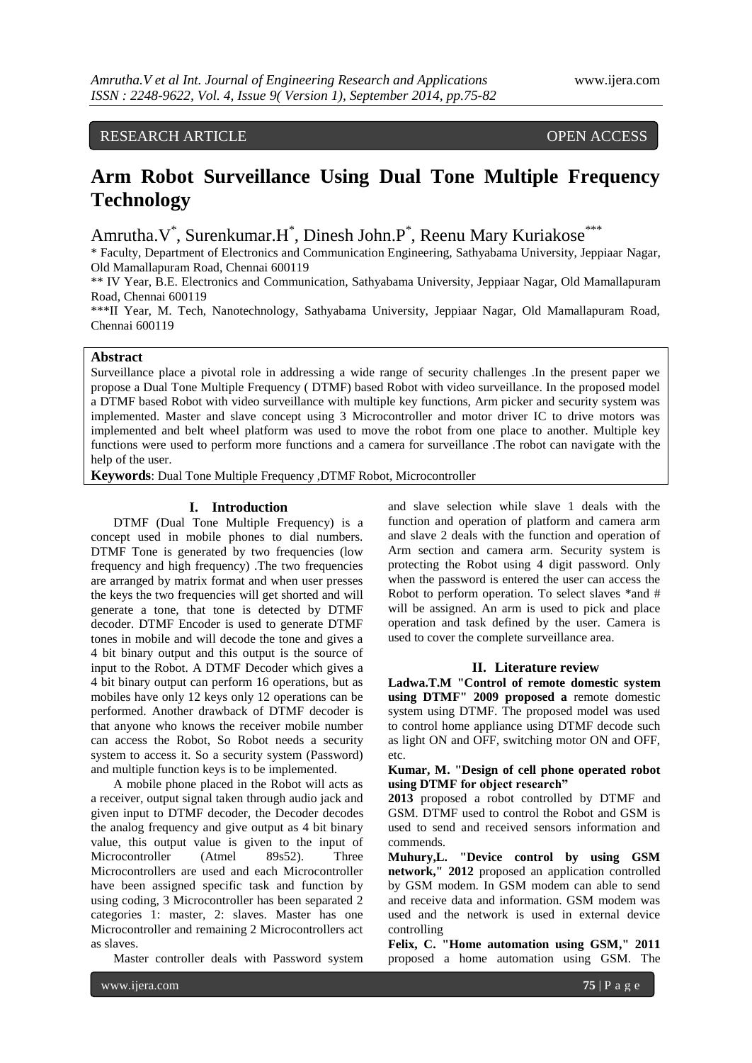RESEARCH ARTICLE OPEN ACCESS

# Arm Robot Surveillance Using Dual Tone Multiple Frequency Technology

Amrutha.V[*], Surenkumar.H[*], Dinesh John.P[*], Reenu Mary Kuriakose[***]

[*] Faculty, Department of Electronics and Communication Engineering, Sathyabama University, Jeppiaar Nagar, Old Mamallapuram Road, Chennai 600119

[**] IV Year, B.E. Electronics and Communication, Sathyabama University, Jeppiaar Nagar, Old Mamallapuram Road, Chennai 600119

[***] II Year, M. Tech, Nanotechnology, Sathyabama University, Jeppiaar Nagar, Old Mamallapuram Road, Chennai 600119

**Abstract**

Surveillance place a pivotal role in addressing a wide range of security challenges .In the present paper we propose a Dual Tone Multiple Frequency ( DTMF) based Robot with video surveillance. In the proposed model a DTMF based Robot with video surveillance with multiple key functions, Arm picker and security system was implemented. Master and slave concept using 3 Microcontroller and motor driver IC to drive motors was implemented and belt wheel platform was used to move the robot from one place to another. Multiple key functions were used to perform more functions and a camera for surveillance .The robot can navigate with the help of the user.

**Keywords**: Dual Tone Multiple Frequency ,DTMF Robot, Microcontroller

## I. Introduction

DTMF (Dual Tone Multiple Frequency) is a concept used in mobile phones to dial numbers. DTMF Tone is generated by two frequencies (low frequency and high frequency) .The two frequencies are arranged by matrix format and when user presses the keys the two frequencies will get shorted and will generate a tone, that tone is detected by DTMF decoder. DTMF Encoder is used to generate DTMF tones in mobile and will decode the tone and gives a 4 bit binary output and this output is the source of input to the Robot. A DTMF Decoder which gives a 4 bit binary output can perform 16 operations, but as mobiles have only 12 keys only 12 operations can be performed. Another drawback of DTMF decoder is that anyone who knows the receiver mobile number can access the Robot, So Robot needs a security system to access it. So a security system (Password) and multiple function keys is to be implemented.

A mobile phone placed in the Robot will acts as a receiver, output signal taken through audio jack and given input to DTMF decoder, the Decoder decodes the analog frequency and give output as 4 bit binary value, this output value is given to the input of Microcontroller (Atmel 89s52). Three Microcontrollers are used and each Microcontroller have been assigned specific task and function by using coding, 3 Microcontroller has been separated 2 categories 1: master, 2: slaves. Master has one Microcontroller and remaining 2 Microcontrollers act as slaves.

Master controller deals with Password system and slave selection while slave 1 deals with the function and operation of platform and camera arm and slave 2 deals with the function and operation of Arm section and camera arm. Security system is protecting the Robot using 4 digit password. Only when the password is entered the user can access the Robot to perform operation. To select slaves *and # will be assigned. An arm is used to pick and place operation and task defined by the user. Camera is used to cover the complete surveillance area.

## II. Literature review

**Ladwa.T.M "Control of remote domestic system using DTMF" 2009 proposed a** remote domestic system using DTMF. The proposed model was used to control home appliance using DTMF decode such as light ON and OFF, switching motor ON and OFF, etc.

**Kumar, M. "Design of cell phone operated robot using DTMF for object research"**

**2013** proposed a robot controlled by DTMF and GSM. DTMF used to control the Robot and GSM is used to send and received sensors information and commends.

**Muhury,L. "Device control by using GSM network," 2012** proposed an application controlled by GSM modem. In GSM modem can able to send and receive data and information. GSM modem was used and the network is used in external device controlling

**Felix, C. "Home automation using GSM," 2011** proposed a home automation using GSM. The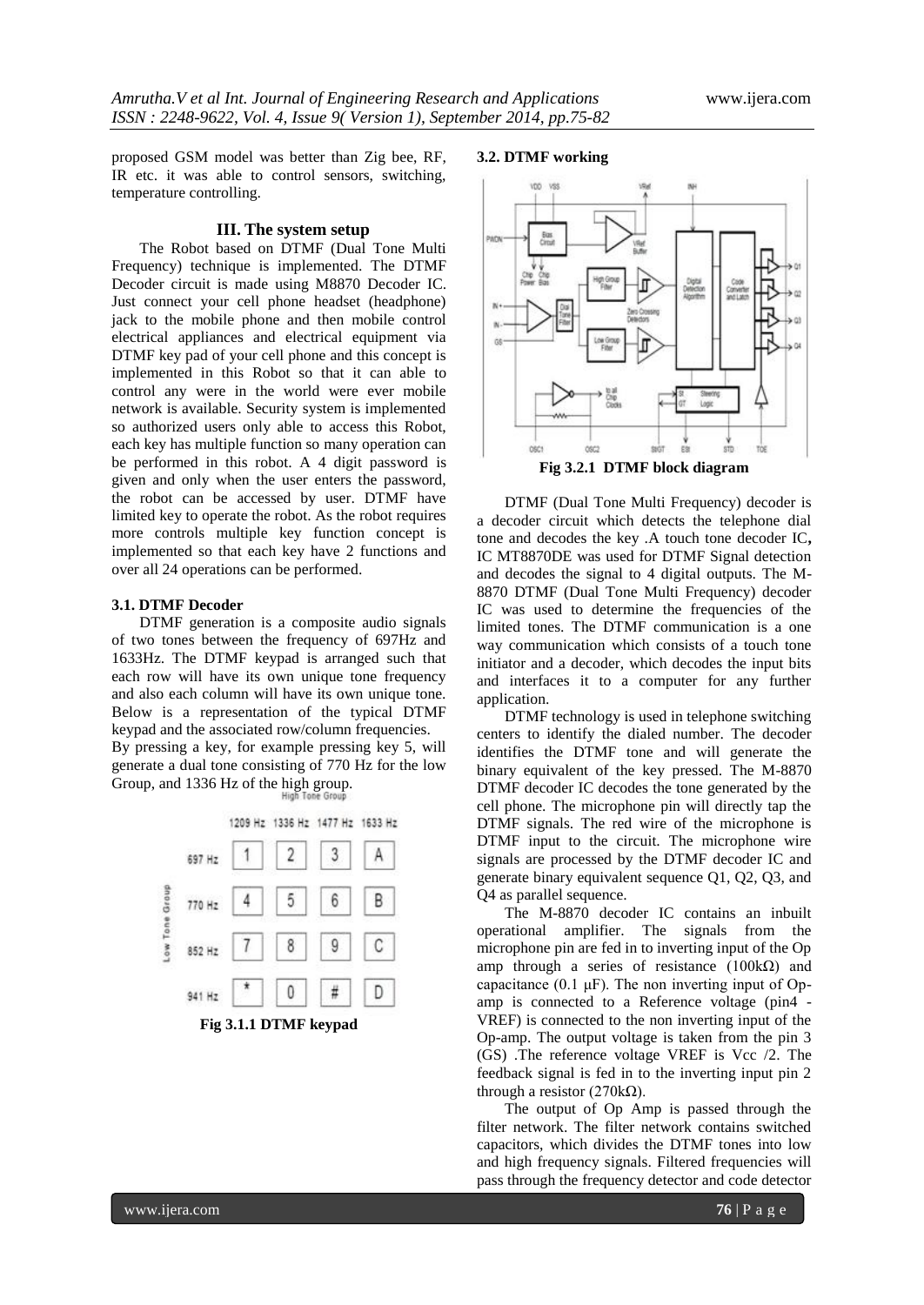proposed GSM model was better than Zig bee, RF, IR etc. it was able to control sensors, switching, temperature controlling.

## III. The system setup

The Robot based on DTMF (Dual Tone Multi Frequency) technique is implemented. The DTMF Decoder circuit is made using M8870 Decoder IC. Just connect your cell phone headset (headphone) jack to the mobile phone and then mobile control electrical appliances and electrical equipment via DTMF key pad of your cell phone and this concept is implemented in this Robot so that it can able to control any were in the world were ever mobile network is available. Security system is implemented so authorized users only able to access this Robot, each key has multiple function so many operation can be performed in this robot. A 4 digit password is given and only when the user enters the password, the robot can be accessed by user. DTMF have limited key to operate the robot. As the robot requires more controls multiple key function concept is implemented so that each key have 2 functions and over all 24 operations can be performed.

### 3.1. DTMF Decoder

DTMF generation is a composite audio signals of two tones between the frequency of 697Hz and 1633Hz. The DTMF keypad is arranged such that each row will have its own unique tone frequency and also each column will have its own unique tone. Below is a representation of the typical DTMF keypad and the associated row/column frequencies.

By pressing a key, for example pressing key 5, will generate a dual tone consisting of 770 Hz for the low Group, and 1336 Hz of the high group.

| Low Tone Group / High Tone Group | 1209 Hz | 1336 Hz | 1477 Hz | 1633 Hz |
|---|---|---|---|---|
| 697 Hz | 1 | 2 | 3 | A |
| 770 Hz | 4 | 5 | 6 | B |
| 852 Hz | 7 | 8 | 9 | C |
| 941 Hz | * | 0 | # | D |

**Fig 3.1.1 DTMF keypad**

### 3.2. DTMF working

**Fig 3.2.1 DTMF block diagram**

DTMF (Dual Tone Multi Frequency) decoder is a decoder circuit which detects the telephone dial tone and decodes the key .A touch tone decoder IC**,** IC MT8870DE was used for DTMF Signal detection and decodes the signal to 4 digital outputs. The M-8870 DTMF (Dual Tone Multi Frequency) decoder IC was used to determine the frequencies of the limited tones. The DTMF communication is a one way communication which consists of a touch tone initiator and a decoder, which decodes the input bits and interfaces it to a computer for any further application.

DTMF technology is used in telephone switching centers to identify the dialed number. The decoder identifies the DTMF tone and will generate the binary equivalent of the key pressed. The M-8870 DTMF decoder IC decodes the tone generated by the cell phone. The microphone pin will directly tap the DTMF signals. The red wire of the microphone is DTMF input to the circuit. The microphone wire signals are processed by the DTMF decoder IC and generate binary equivalent sequence Q1, Q2, Q3, and Q4 as parallel sequence.

The M-8870 decoder IC contains an inbuilt operational amplifier. The signals from the microphone pin are fed in to inverting input of the Op amp through a series of resistance (100kΩ) and capacitance (0.1 μF). The non inverting input of Op-amp is connected to a Reference voltage (pin4 - VREF) is connected to the non inverting input of the Op-amp. The output voltage is taken from the pin 3 (GS) .The reference voltage VREF is Vcc /2. The feedback signal is fed in to the inverting input pin 2 through a resistor (270kΩ).

The output of Op Amp is passed through the filter network. The filter network contains switched capacitors, which divides the DTMF tones into low and high frequency signals. Filtered frequencies will pass through the frequency detector and code detector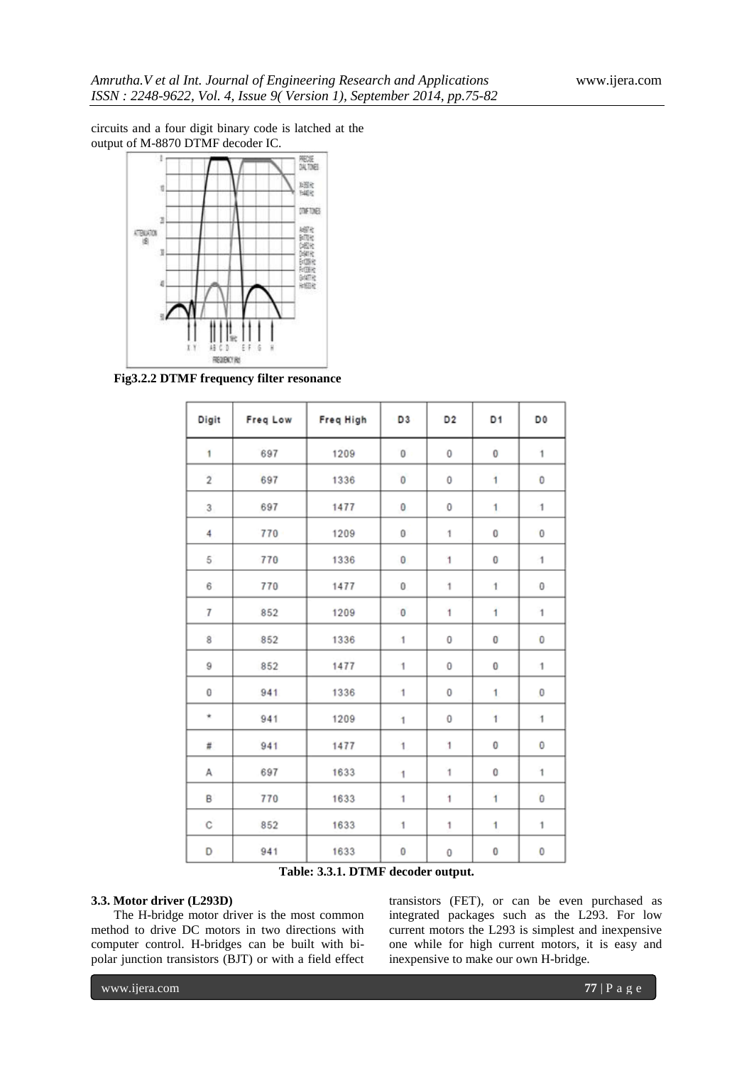circuits and a four digit binary code is latched at the output of M-8870 DTMF decoder IC.

**Fig3.2.2 DTMF frequency filter resonance**

| Digit | Freq Low | Freq High | D3 | D2 | D1 | D0 |
|---|---|---|---|---|---|---|
| 1 | 697 | 1209 | 0 | 0 | 0 | 1 |
| 2 | 697 | 1336 | 0 | 0 | 1 | 0 |
| 3 | 697 | 1477 | 0 | 0 | 1 | 1 |
| 4 | 770 | 1209 | 0 | 1 | 0 | 0 |
| 5 | 770 | 1336 | 0 | 1 | 0 | 1 |
| 6 | 770 | 1477 | 0 | 1 | 1 | 0 |
| 7 | 852 | 1209 | 0 | 1 | 1 | 1 |
| 8 | 852 | 1336 | 1 | 0 | 0 | 0 |
| 9 | 852 | 1477 | 1 | 0 | 0 | 1 |
| 0 | 941 | 1336 | 1 | 0 | 1 | 0 |
| * | 941 | 1209 | 1 | 0 | 1 | 1 |
| # | 941 | 1477 | 1 | 1 | 0 | 0 |
| A | 697 | 1633 | 1 | 1 | 0 | 1 |
| B | 770 | 1633 | 1 | 1 | 1 | 0 |
| C | 852 | 1633 | 1 | 1 | 1 | 1 |
| D | 941 | 1633 | 0 | 0 | 0 | 0 |

**Table: 3.3.1. DTMF decoder output.**

### 3.3. Motor driver (L293D)

The H-bridge motor driver is the most common method to drive DC motors in two directions with computer control. H-bridges can be built with bi-polar junction transistors (BJT) or with a field effect transistors (FET), or can be even purchased as integrated packages such as the L293. For low current motors the L293 is simplest and inexpensive one while for high current motors, it is easy and inexpensive to make our own H-bridge.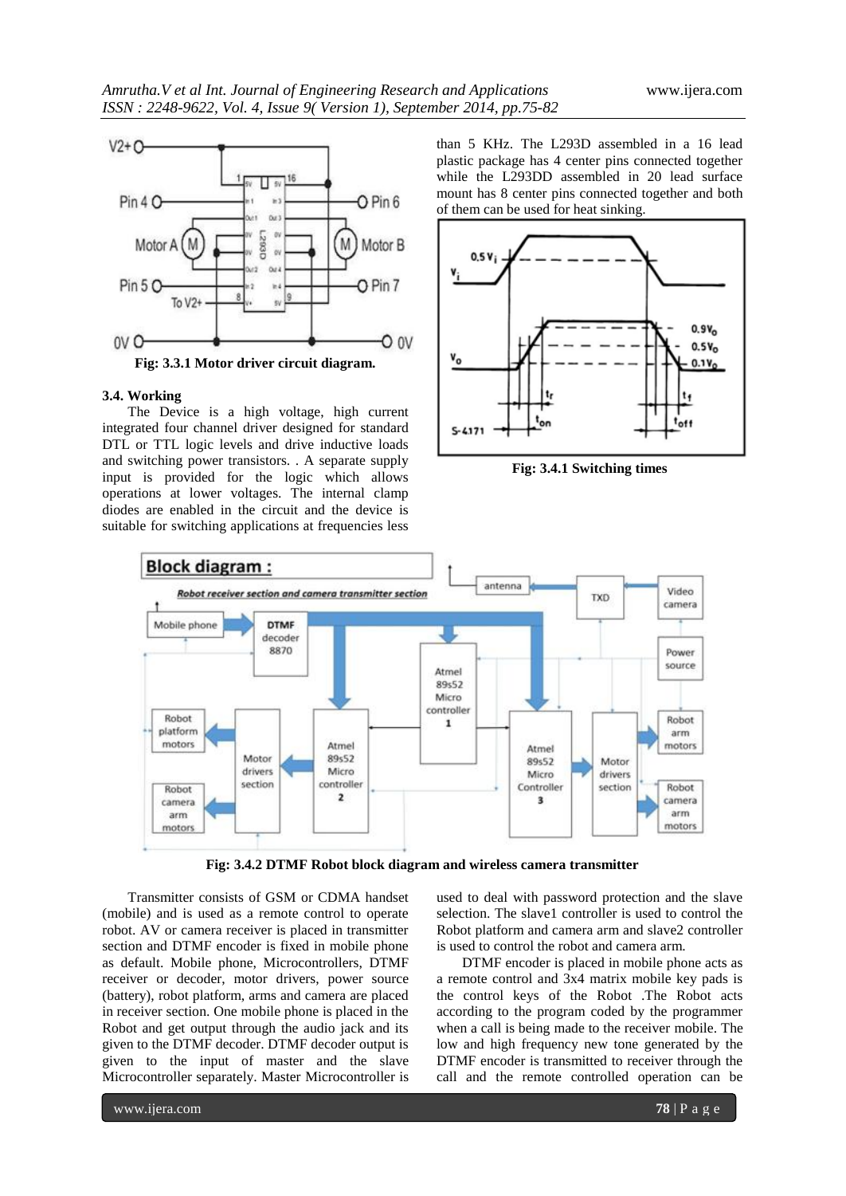Fig: 3.3.1 Motor driver circuit diagram.

### 3.4. Working

The Device is a high voltage, high current integrated four channel driver designed for standard DTL or TTL logic levels and drive inductive loads and switching power transistors. . A separate supply input is provided for the logic which allows operations at lower voltages. The internal clamp diodes are enabled in the circuit and the device is suitable for switching applications at frequencies less than 5 KHz. The L293D assembled in a 16 lead plastic package has 4 center pins connected together while the L293DD assembled in 20 lead surface mount has 8 center pins connected together and both of them can be used for heat sinking.

Fig: 3.4.1 Switching times

Fig: 3.4.2 DTMF Robot block diagram and wireless camera transmitter

Transmitter consists of GSM or CDMA handset (mobile) and is used as a remote control to operate robot. AV or camera receiver is placed in transmitter section and DTMF encoder is fixed in mobile phone as default. Mobile phone, Microcontrollers, DTMF receiver or decoder, motor drivers, power source (battery), robot platform, arms and camera are placed in receiver section. One mobile phone is placed in the Robot and get output through the audio jack and its given to the DTMF decoder. DTMF decoder output is given to the input of master and the slave Microcontroller separately. Master Microcontroller is used to deal with password protection and the slave selection. The slave1 controller is used to control the Robot platform and camera arm and slave2 controller is used to control the robot and camera arm.

DTMF encoder is placed in mobile phone acts as a remote control and 3x4 matrix mobile key pads is the control keys of the Robot .The Robot acts according to the program coded by the programmer when a call is being made to the receiver mobile. The low and high frequency new tone generated by the DTMF encoder is transmitted to receiver through the call and the remote controlled operation can be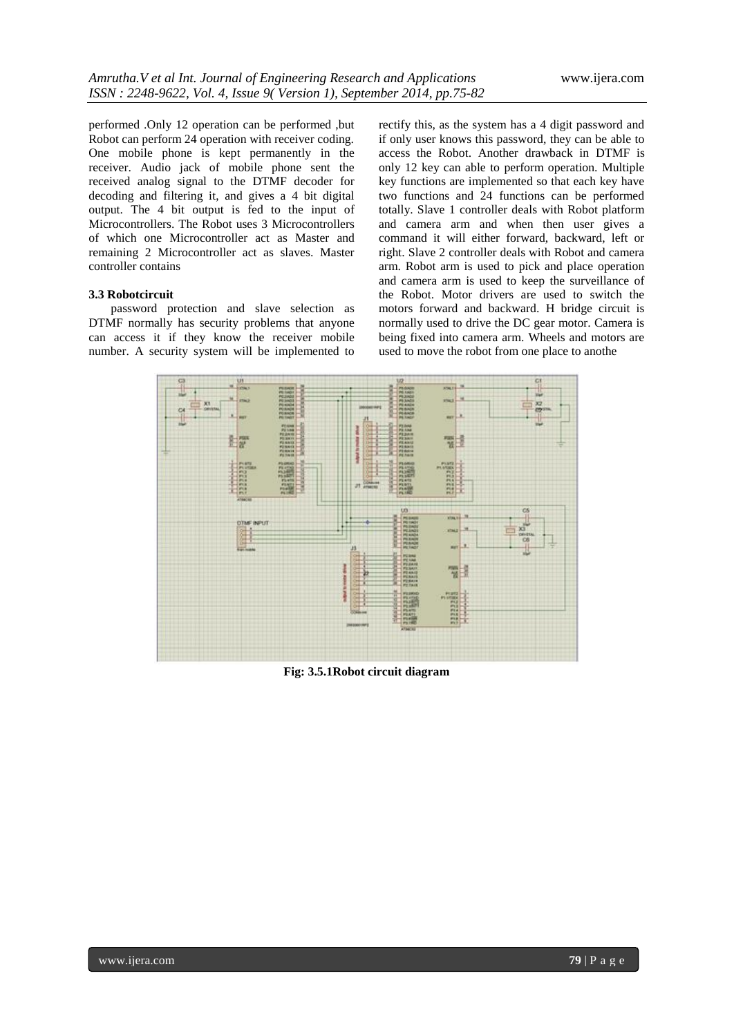performed .Only 12 operation can be performed ,but Robot can perform 24 operation with receiver coding. One mobile phone is kept permanently in the receiver. Audio jack of mobile phone sent the received analog signal to the DTMF decoder for decoding and filtering it, and gives a 4 bit digital output. The 4 bit output is fed to the input of Microcontrollers. The Robot uses 3 Microcontrollers of which one Microcontroller act as Master and remaining 2 Microcontroller act as slaves. Master controller contains

**3.3 Robotcircuit**

password protection and slave selection as DTMF normally has security problems that anyone can access it if they know the receiver mobile number. A security system will be implemented to rectify this, as the system has a 4 digit password and if only user knows this password, they can be able to access the Robot. Another drawback in DTMF is only 12 key can able to perform operation. Multiple key functions are implemented so that each key have two functions and 24 functions can be performed totally. Slave 1 controller deals with Robot platform and camera arm and when then user gives a command it will either forward, backward, left or right. Slave 2 controller deals with Robot and camera arm. Robot arm is used to pick and place operation and camera arm is used to keep the surveillance of the Robot. Motor drivers are used to switch the motors forward and backward. H bridge circuit is normally used to drive the DC gear motor. Camera is being fixed into camera arm. Wheels and motors are used to move the robot from one place to anothe

**Fig: 3.5.1Robot circuit diagram**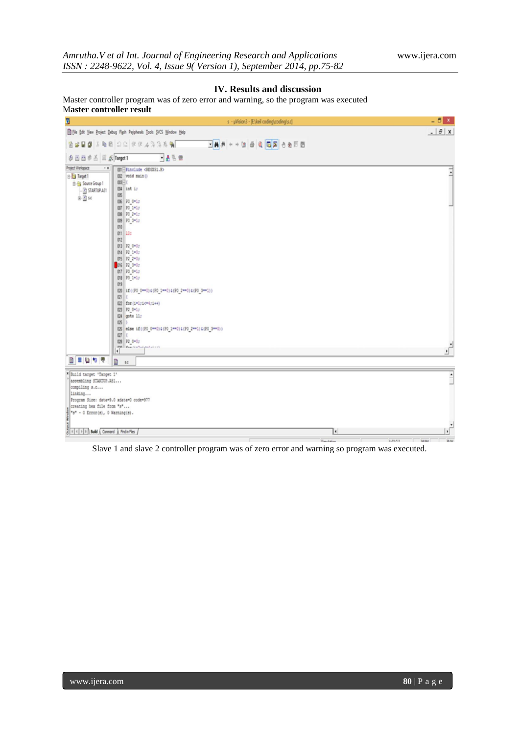## IV. Results and discussion

Master controller program was of zero error and warning, so the program was executed

**Master controller result**

```
001 #include <REGX51.H>
002 void main()
003 {
004 int i;
005
006 P0_0=1;
007 P0_1=1;
008 P0_2=1;
009 P0_3=1;
010
011 l0:
012
013 P2_0=0;
014 P2_1=0;
015 P2_2=0;
016 P2_3=0;
017 P3_0=1;
018 P3_1=1;
019
020 if((P0_0==0)&(P0_1==0)&(P0_2==0)&(P0_3==1))
021 {
022 for(i=1;i<=6;i++)
023 P2_0=1;
024 goto l1;
025 }
026 else if((P0_0==0)&(P0_1==0)&(P0_2==1)&(P0_3==0))
027 {
028 P2_0=0;
```

```
Build target 'Target 1'
assembling STARTUP.A51...
compiling s.c...
linking...
Program Size: data=9.0 xdata=0 code=977
creating hex file from "s"...
"s" - 0 Error(s), 0 Warning(s).
```

Slave 1 and slave 2 controller program was of zero error and warning so program was executed.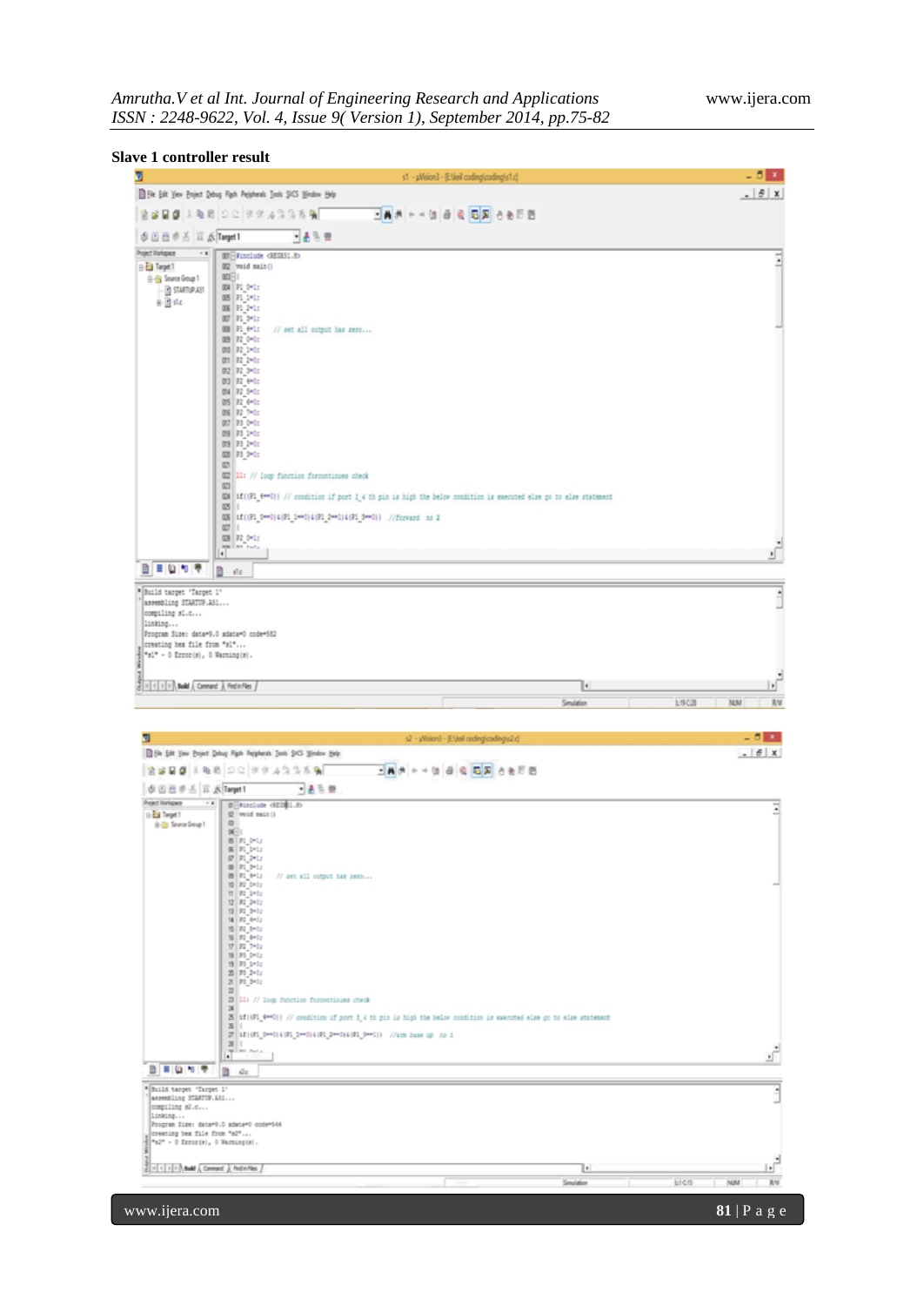**Slave 1 controller result**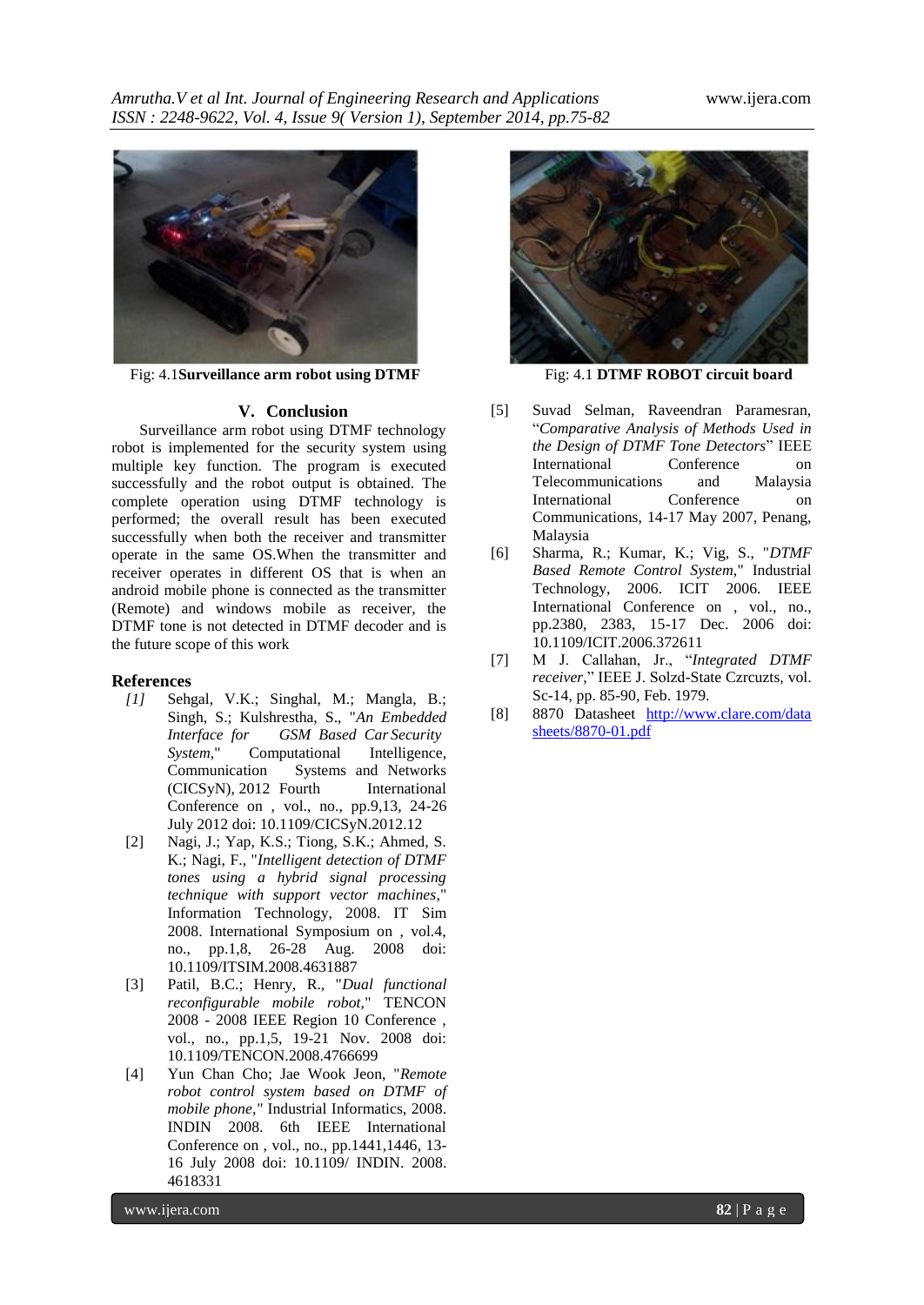Fig: 4.1**Surveillance arm robot using DTMF**

Fig: 4.1 **DTMF ROBOT circuit board**

## V. Conclusion

Surveillance arm robot using DTMF technology robot is implemented for the security system using multiple key function. The program is executed successfully and the robot output is obtained. The complete operation using DTMF technology is performed; the overall result has been executed successfully when both the receiver and transmitter operate in the same OS.When the transmitter and receiver operates in different OS that is when an android mobile phone is connected as the transmitter (Remote) and windows mobile as receiver, the DTMF tone is not detected in DTMF decoder and is the future scope of this work

## References

*[1]* Sehgal, V.K.; Singhal, M.; Mangla, B.; Singh, S.; Kulshrestha, S., "*An Embedded Interface for GSM Based Car Security System*," Computational Intelligence, Communication Systems and Networks (CICSyN), 2012 Fourth International Conference on , vol., no., pp.9,13, 24-26 July 2012 doi: 10.1109/CICSyN.2012.12

[2] Nagi, J.; Yap, K.S.; Tiong, S.K.; Ahmed, S. K.; Nagi, F., "*Intelligent detection of DTMF tones using a hybrid signal processing technique with support vector machines*," Information Technology, 2008. IT Sim 2008. International Symposium on , vol.4, no., pp.1,8, 26-28 Aug. 2008 doi: 10.1109/ITSIM.2008.4631887

[3] Patil, B.C.; Henry, R., "*Dual functional reconfigurable mobile robot*," TENCON 2008 - 2008 IEEE Region 10 Conference , vol., no., pp.1,5, 19-21 Nov. 2008 doi: 10.1109/TENCON.2008.4766699

[4] Yun Chan Cho; Jae Wook Jeon, "*Remote robot control system based on DTMF of mobile phone,"* Industrial Informatics, 2008. INDIN 2008. 6th IEEE International Conference on , vol., no., pp.1441,1446, 13-16 July 2008 doi: 10.1109/ INDIN. 2008. 4618331

[5] Suvad Selman, Raveendran Paramesran, "*Comparative Analysis of Methods Used in the Design of DTMF Tone Detectors*" IEEE International Conference on Telecommunications and Malaysia International Conference on Communications, 14-17 May 2007, Penang, Malaysia

[6] Sharma, R.; Kumar, K.; Vig, S., "*DTMF Based Remote Control System,*" Industrial Technology, 2006. ICIT 2006. IEEE International Conference on , vol., no., pp.2380, 2383, 15-17 Dec. 2006 doi: 10.1109/ICIT.2006.372611

[7] M J. Callahan, Jr., "*Integrated DTMF receiver*," IEEE J. Solzd-State Czrcuzts, vol. Sc-14, pp. 85-90, Feb. 1979.

[8] 8870 Datasheet http://www.clare.com/datasheets/8870-01.pdf